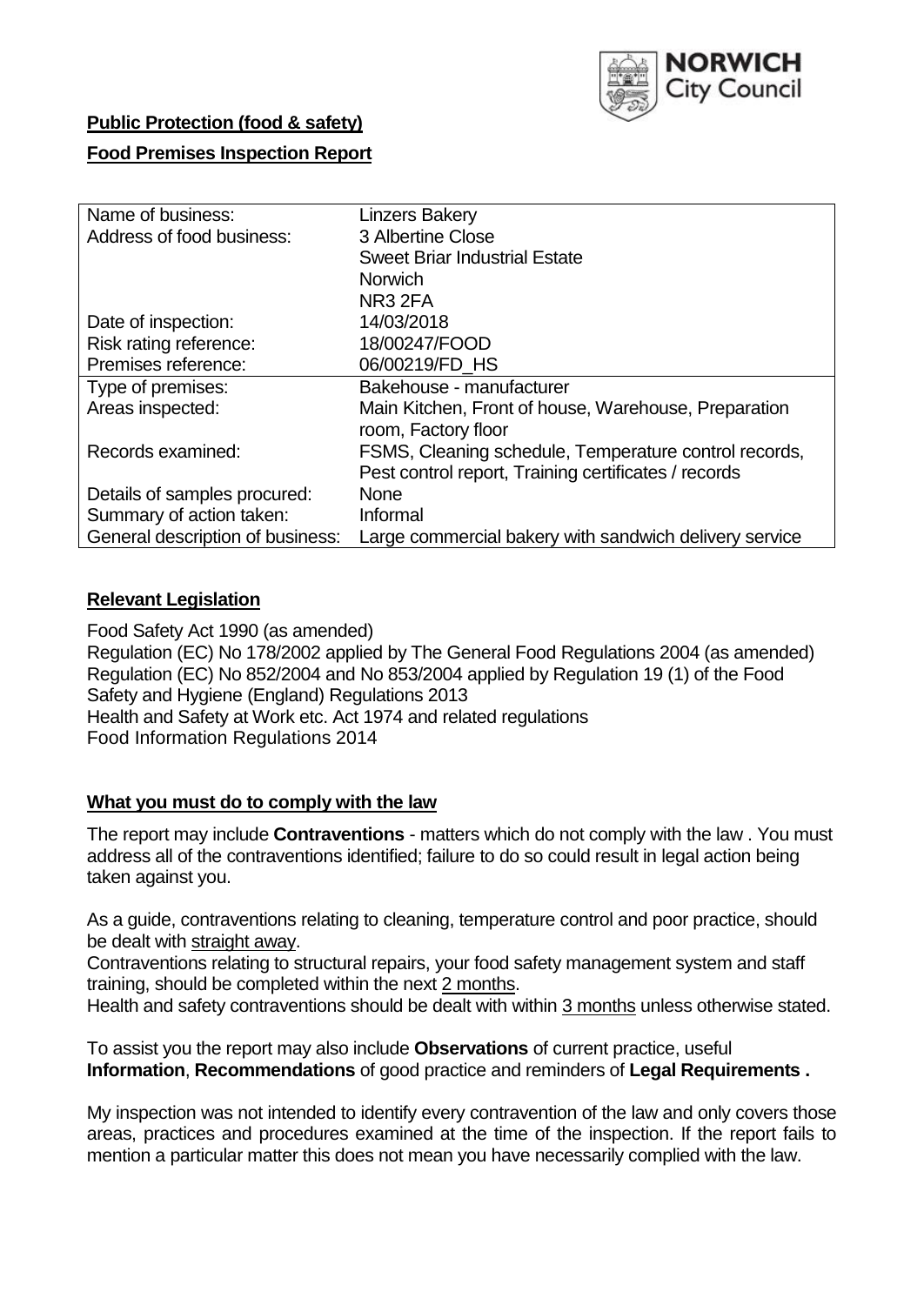**Public Protection (food & safety)**

**Food Premises Inspection Report**

| Name of business: | Linzers Bakery |
|---|---|
| Address of food business: | 3 Albertine Close<br>Sweet Briar Industrial Estate<br>Norwich<br>NR3 2FA |
| Date of inspection: | 14/03/2018 |
| Risk rating reference: | 18/00247/FOOD |
| Premises reference: | 06/00219/FD_HS |
| Type of premises: | Bakehouse - manufacturer |
| Areas inspected: | Main Kitchen, Front of house, Warehouse, Preparation room, Factory floor |
| Records examined: | FSMS, Cleaning schedule, Temperature control records, Pest control report, Training certificates / records |
| Details of samples procured: | None |
| Summary of action taken: | Informal |
| General description of business: | Large commercial bakery with sandwich delivery service |

## **Relevant Legislation**

Food Safety Act 1990 (as amended)
Regulation (EC) No 178/2002 applied by The General Food Regulations 2004 (as amended)
Regulation (EC) No 852/2004 and No 853/2004 applied by Regulation 19 (1) of the Food Safety and Hygiene (England) Regulations 2013
Health and Safety at Work etc. Act 1974 and related regulations
Food Information Regulations 2014

## **What you must do to comply with the law**

The report may include **Contraventions** - matters which do not comply with the law . You must address all of the contraventions identified; failure to do so could result in legal action being taken against you.

As a guide, contraventions relating to cleaning, temperature control and poor practice, should be dealt with straight away.

Contraventions relating to structural repairs, your food safety management system and staff training, should be completed within the next 2 months.

Health and safety contraventions should be dealt with within 3 months unless otherwise stated.

To assist you the report may also include **Observations** of current practice, useful **Information**, **Recommendations** of good practice and reminders of **Legal Requirements .**

My inspection was not intended to identify every contravention of the law and only covers those areas, practices and procedures examined at the time of the inspection. If the report fails to mention a particular matter this does not mean you have necessarily complied with the law.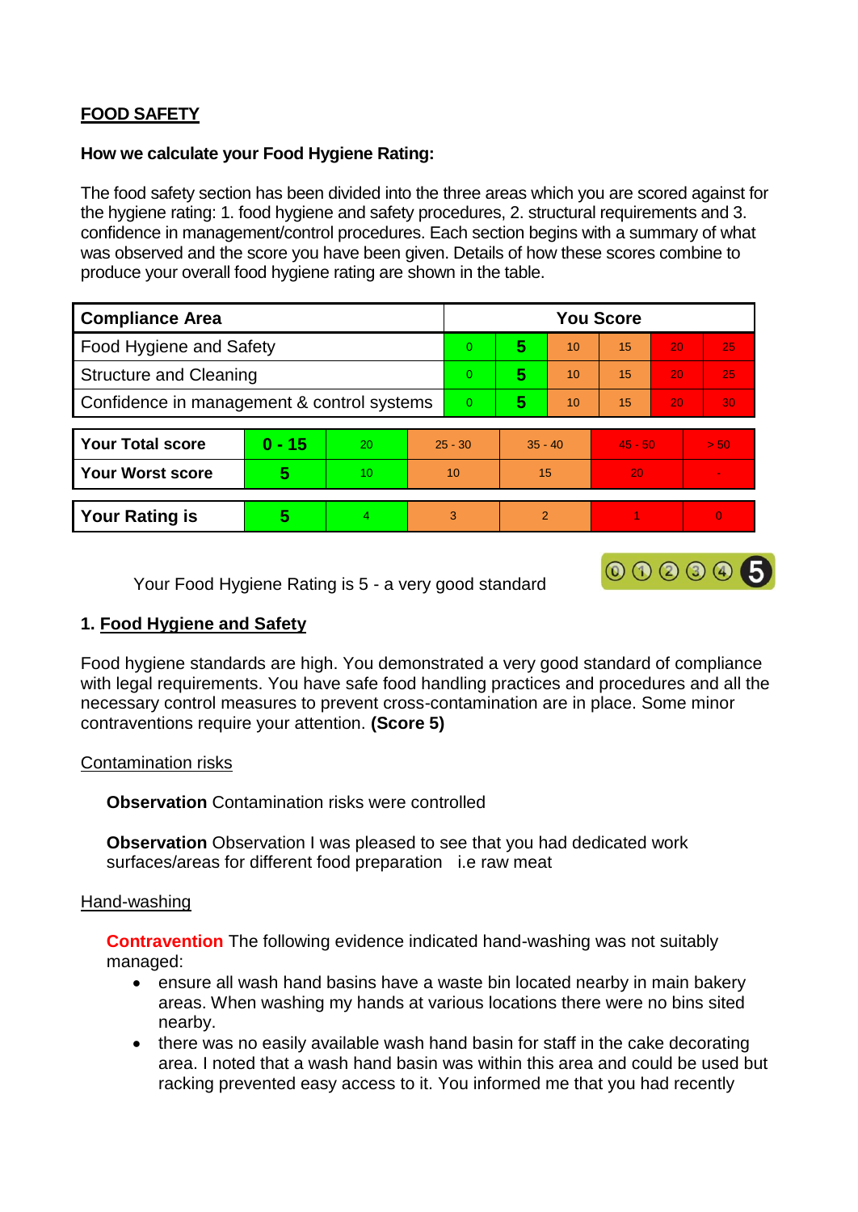## FOOD SAFETY

**How we calculate your Food Hygiene Rating:**

The food safety section has been divided into the three areas which you are scored against for the hygiene rating: 1. food hygiene and safety procedures, 2. structural requirements and 3. confidence in management/control procedures. Each section begins with a summary of what was observed and the score you have been given. Details of how these scores combine to produce your overall food hygiene rating are shown in the table.

| Compliance Area | You Score | | | | | |
|---|---|---|---|---|---|---|
| Food Hygiene and Safety | 0 | **5** | 10 | 15 | 20 | 25 |
| Structure and Cleaning | 0 | **5** | 10 | 15 | 20 | 25 |
| Confidence in management & control systems | 0 | **5** | 10 | 15 | 20 | 30 |

| | | | | | | |
|---|---|---|---|---|---|---|
| **Your Total score** | **0 - 15** | 20 | 25 - 30 | 35 - 40 | 45 - 50 | > 50 |
| **Your Worst score** | **5** | 10 | 10 | 15 | 20 | - |

| | | | | | | |
|---|---|---|---|---|---|---|
| **Your Rating is** | **5** | 4 | 3 | 2 | 1 | 0 |

Your Food Hygiene Rating is 5 - a very good standard

### 1. Food Hygiene and Safety

Food hygiene standards are high. You demonstrated a very good standard of compliance with legal requirements. You have safe food handling practices and procedures and all the necessary control measures to prevent cross-contamination are in place. Some minor contraventions require your attention. **(Score 5)**

Contamination risks

**Observation** Contamination risks were controlled

**Observation** Observation I was pleased to see that you had dedicated work surfaces/areas for different food preparation   i.e raw meat

Hand-washing

**Contravention** The following evidence indicated hand-washing was not suitably managed:

- ensure all wash hand basins have a waste bin located nearby in main bakery areas. When washing my hands at various locations there were no bins sited nearby.
- there was no easily available wash hand basin for staff in the cake decorating area. I noted that a wash hand basin was within this area and could be used but racking prevented easy access to it. You informed me that you had recently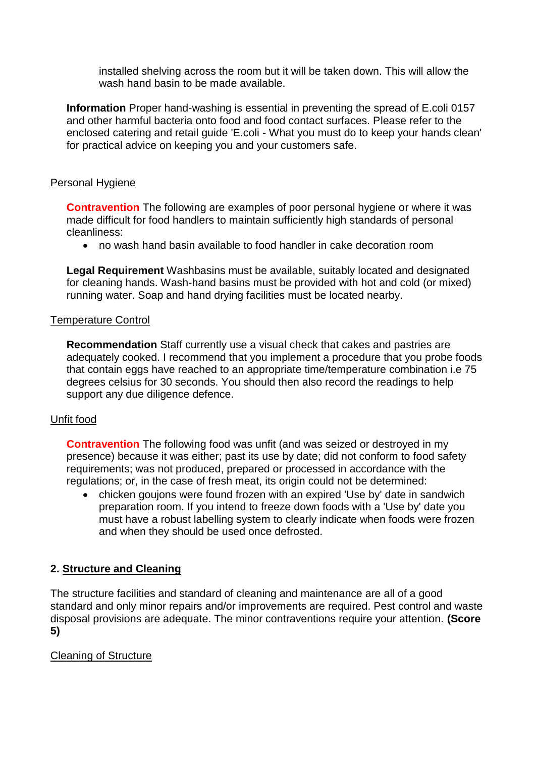installed shelving across the room but it will be taken down. This will allow the wash hand basin to be made available.

**Information** Proper hand-washing is essential in preventing the spread of E.coli 0157 and other harmful bacteria onto food and food contact surfaces. Please refer to the enclosed catering and retail guide 'E.coli - What you must do to keep your hands clean' for practical advice on keeping you and your customers safe.

Personal Hygiene

**Contravention** The following are examples of poor personal hygiene or where it was made difficult for food handlers to maintain sufficiently high standards of personal cleanliness:

- no wash hand basin available to food handler in cake decoration room

**Legal Requirement** Washbasins must be available, suitably located and designated for cleaning hands. Wash-hand basins must be provided with hot and cold (or mixed) running water. Soap and hand drying facilities must be located nearby.

Temperature Control

**Recommendation** Staff currently use a visual check that cakes and pastries are adequately cooked. I recommend that you implement a procedure that you probe foods that contain eggs have reached to an appropriate time/temperature combination i.e 75 degrees celsius for 30 seconds. You should then also record the readings to help support any due diligence defence.

Unfit food

**Contravention** The following food was unfit (and was seized or destroyed in my presence) because it was either; past its use by date; did not conform to food safety requirements; was not produced, prepared or processed in accordance with the regulations; or, in the case of fresh meat, its origin could not be determined:

- chicken goujons were found frozen with an expired 'Use by' date in sandwich preparation room. If you intend to freeze down foods with a 'Use by' date you must have a robust labelling system to clearly indicate when foods were frozen and when they should be used once defrosted.

## 2. Structure and Cleaning

The structure facilities and standard of cleaning and maintenance are all of a good standard and only minor repairs and/or improvements are required. Pest control and waste disposal provisions are adequate. The minor contraventions require your attention. **(Score 5)**

Cleaning of Structure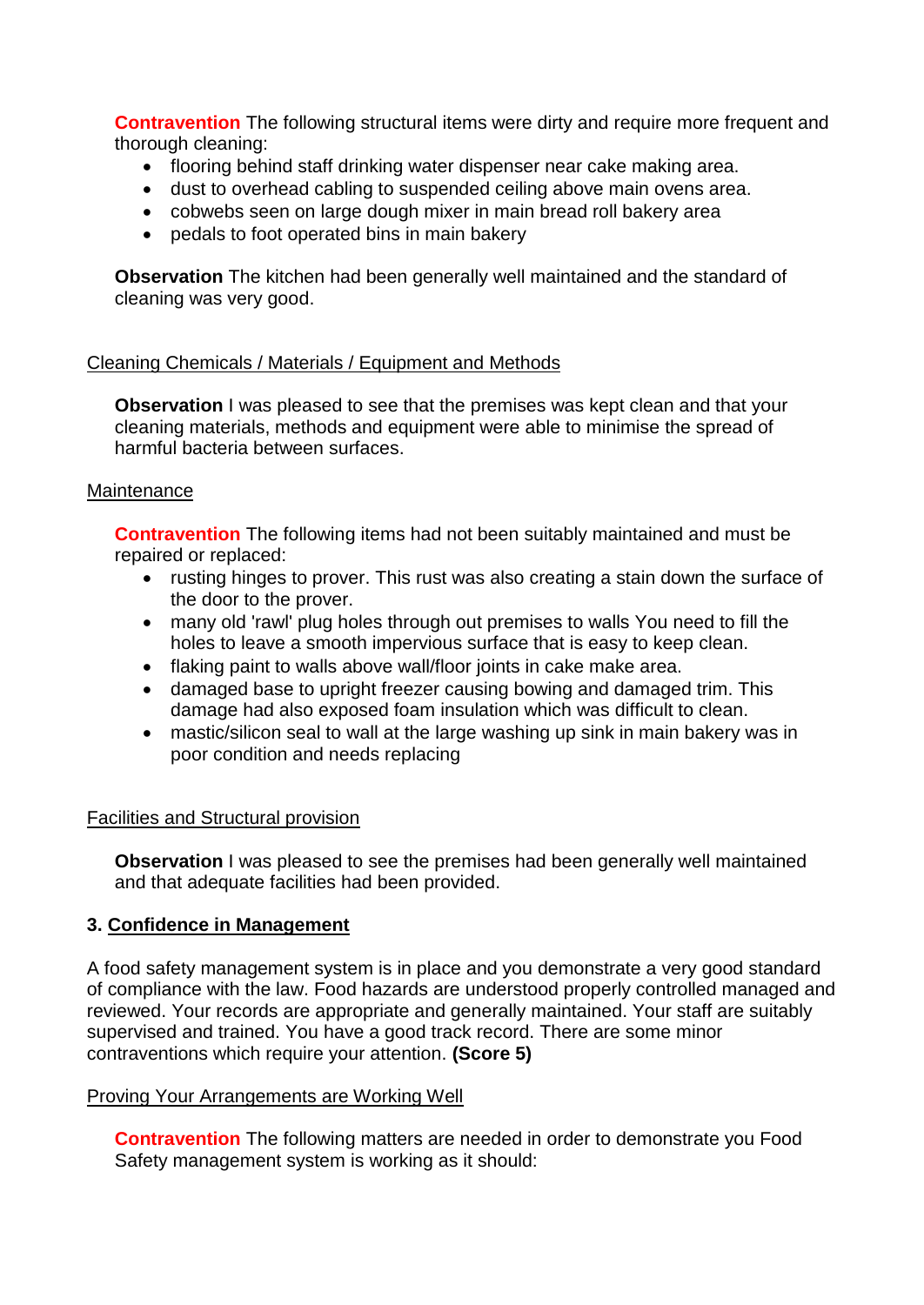**Contravention** The following structural items were dirty and require more frequent and thorough cleaning:

- flooring behind staff drinking water dispenser near cake making area.
- dust to overhead cabling to suspended ceiling above main ovens area.
- cobwebs seen on large dough mixer in main bread roll bakery area
- pedals to foot operated bins in main bakery

**Observation** The kitchen had been generally well maintained and the standard of cleaning was very good.

Cleaning Chemicals / Materials / Equipment and Methods

**Observation** I was pleased to see that the premises was kept clean and that your cleaning materials, methods and equipment were able to minimise the spread of harmful bacteria between surfaces.

Maintenance

**Contravention** The following items had not been suitably maintained and must be repaired or replaced:

- rusting hinges to prover. This rust was also creating a stain down the surface of the door to the prover.
- many old 'rawl' plug holes through out premises to walls You need to fill the holes to leave a smooth impervious surface that is easy to keep clean.
- flaking paint to walls above wall/floor joints in cake make area.
- damaged base to upright freezer causing bowing and damaged trim. This damage had also exposed foam insulation which was difficult to clean.
- mastic/silicon seal to wall at the large washing up sink in main bakery was in poor condition and needs replacing

Facilities and Structural provision

**Observation** I was pleased to see the premises had been generally well maintained and that adequate facilities had been provided.

## 3. Confidence in Management

A food safety management system is in place and you demonstrate a very good standard of compliance with the law. Food hazards are understood properly controlled managed and reviewed. Your records are appropriate and generally maintained. Your staff are suitably supervised and trained. You have a good track record. There are some minor contraventions which require your attention. **(Score 5)**

Proving Your Arrangements are Working Well

**Contravention** The following matters are needed in order to demonstrate you Food Safety management system is working as it should: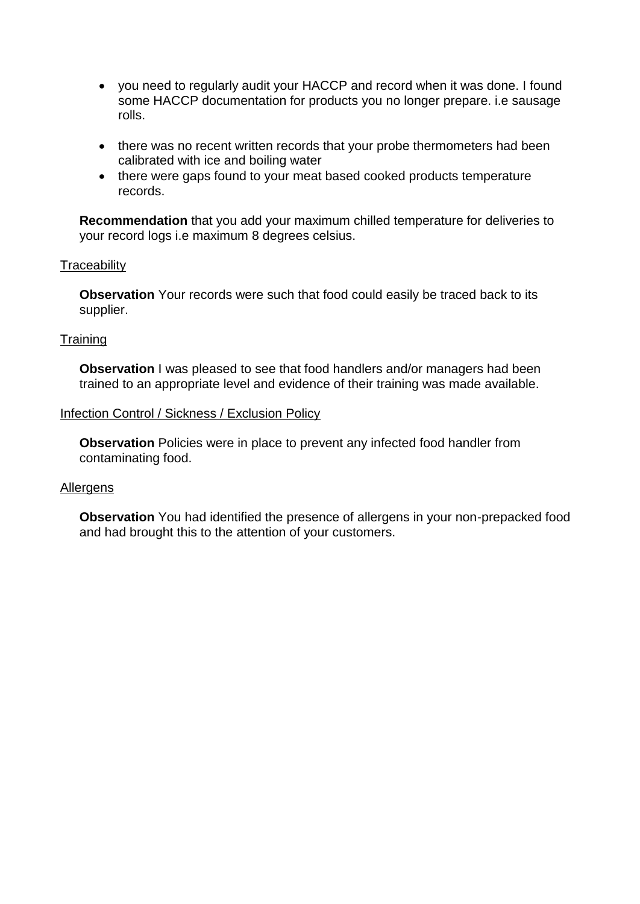- you need to regularly audit your HACCP and record when it was done. I found some HACCP documentation for products you no longer prepare. i.e sausage rolls.
- there was no recent written records that your probe thermometers had been calibrated with ice and boiling water
- there were gaps found to your meat based cooked products temperature records.

**Recommendation** that you add your maximum chilled temperature for deliveries to your record logs i.e maximum 8 degrees celsius.

Traceability

**Observation** Your records were such that food could easily be traced back to its supplier.

Training

**Observation** I was pleased to see that food handlers and/or managers had been trained to an appropriate level and evidence of their training was made available.

Infection Control / Sickness / Exclusion Policy

**Observation** Policies were in place to prevent any infected food handler from contaminating food.

Allergens

**Observation** You had identified the presence of allergens in your non-prepacked food and had brought this to the attention of your customers.